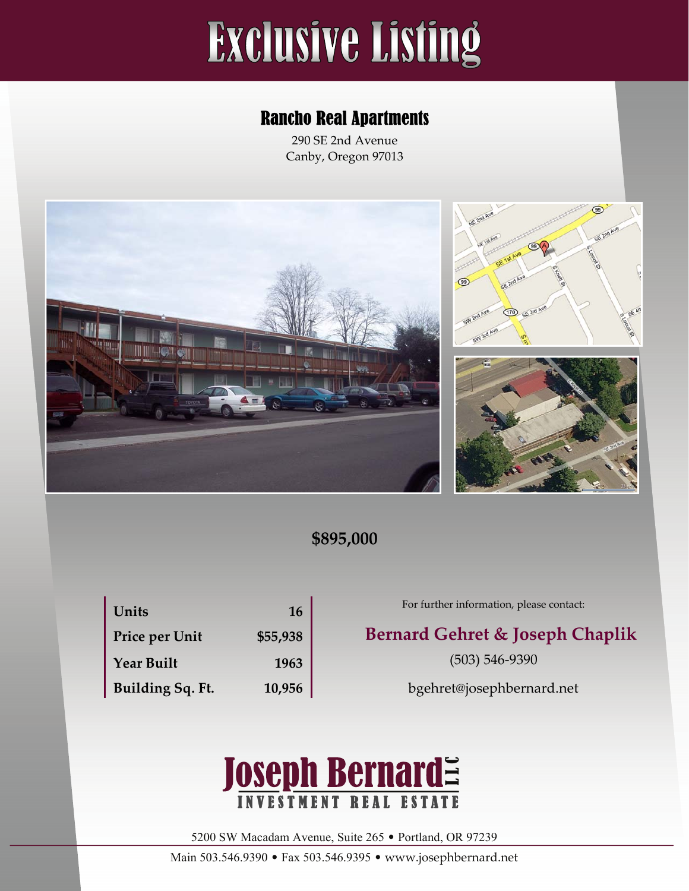# Exclusive Listing

## Rancho Real Apartments

290 SE 2nd Avenue
Canby, Oregon 97013

**$895,000**

| | |
|---|---|
| **Units** | **16** |
| **Price per Unit** | **$55,938** |
| **Year Built** | **1963** |
| **Building Sq. Ft.** | **10,956** |

For further information, please contact:

**Bernard Gehret & Joseph Chaplik**

(503) 546-9390

bgehret@josephbernard.net

**Joseph Bernard LLC**
INVESTMENT REAL ESTATE

5200 SW Macadam Avenue, Suite 265 • Portland, OR 97239

Main 503.546.9390 • Fax 503.546.9395 • www.josephbernard.net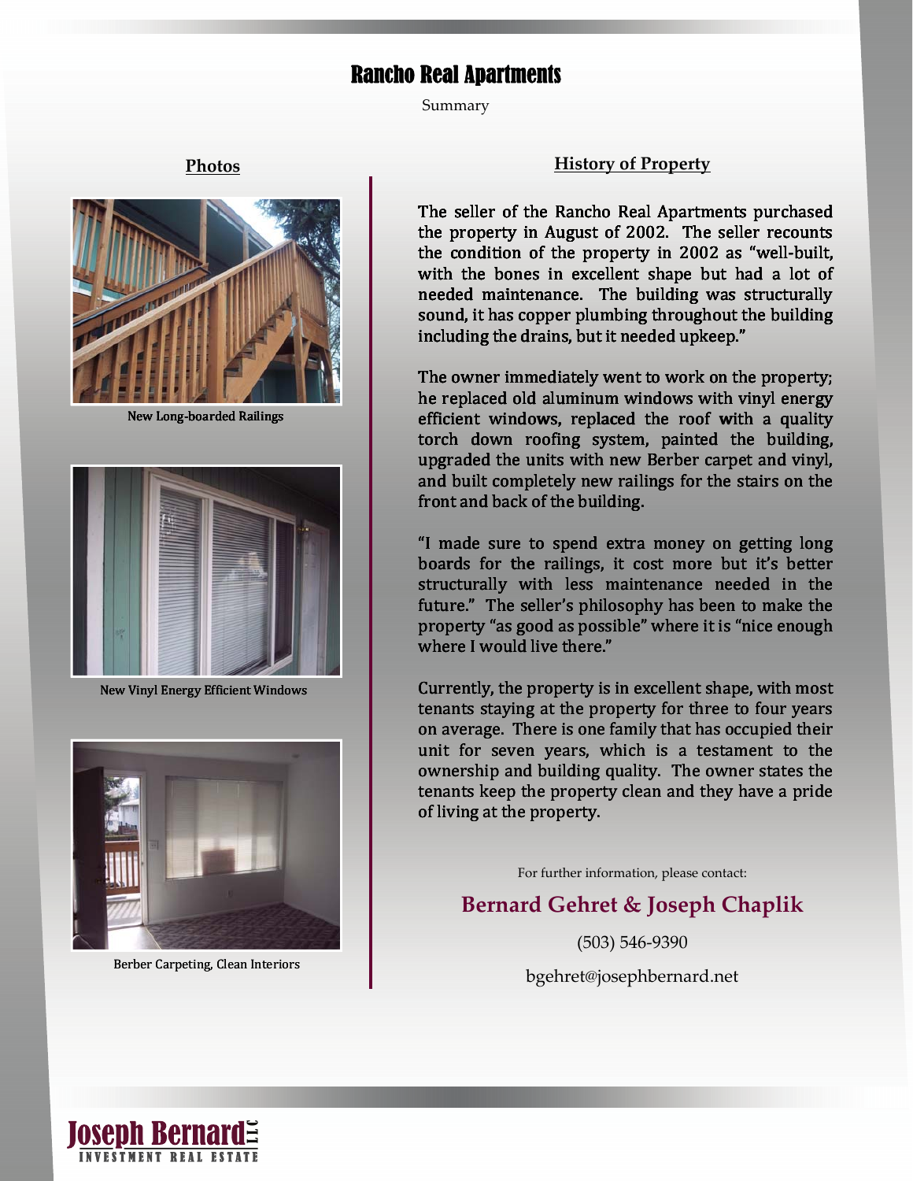# Rancho Real Apartments

Summary

## Photos

New Long-boarded Railings

New Vinyl Energy Efficient Windows

Berber Carpeting, Clean Interiors

## History of Property

The seller of the Rancho Real Apartments purchased the property in August of 2002. The seller recounts the condition of the property in 2002 as "well-built, with the bones in excellent shape but had a lot of needed maintenance. The building was structurally sound, it has copper plumbing throughout the building including the drains, but it needed upkeep."

The owner immediately went to work on the property; he replaced old aluminum windows with vinyl energy efficient windows, replaced the roof with a quality torch down roofing system, painted the building, upgraded the units with new Berber carpet and vinyl, and built completely new railings for the stairs on the front and back of the building.

"I made sure to spend extra money on getting long boards for the railings, it cost more but it's better structurally with less maintenance needed in the future." The seller's philosophy has been to make the property "as good as possible" where it is "nice enough where I would live there."

Currently, the property is in excellent shape, with most tenants staying at the property for three to four years on average. There is one family that has occupied their unit for seven years, which is a testament to the ownership and building quality. The owner states the tenants keep the property clean and they have a pride of living at the property.

For further information, please contact:

**Bernard Gehret & Joseph Chaplik**

(503) 546-9390

bgehret@josephbernard.net

**Joseph Bernard LLC**
INVESTMENT REAL ESTATE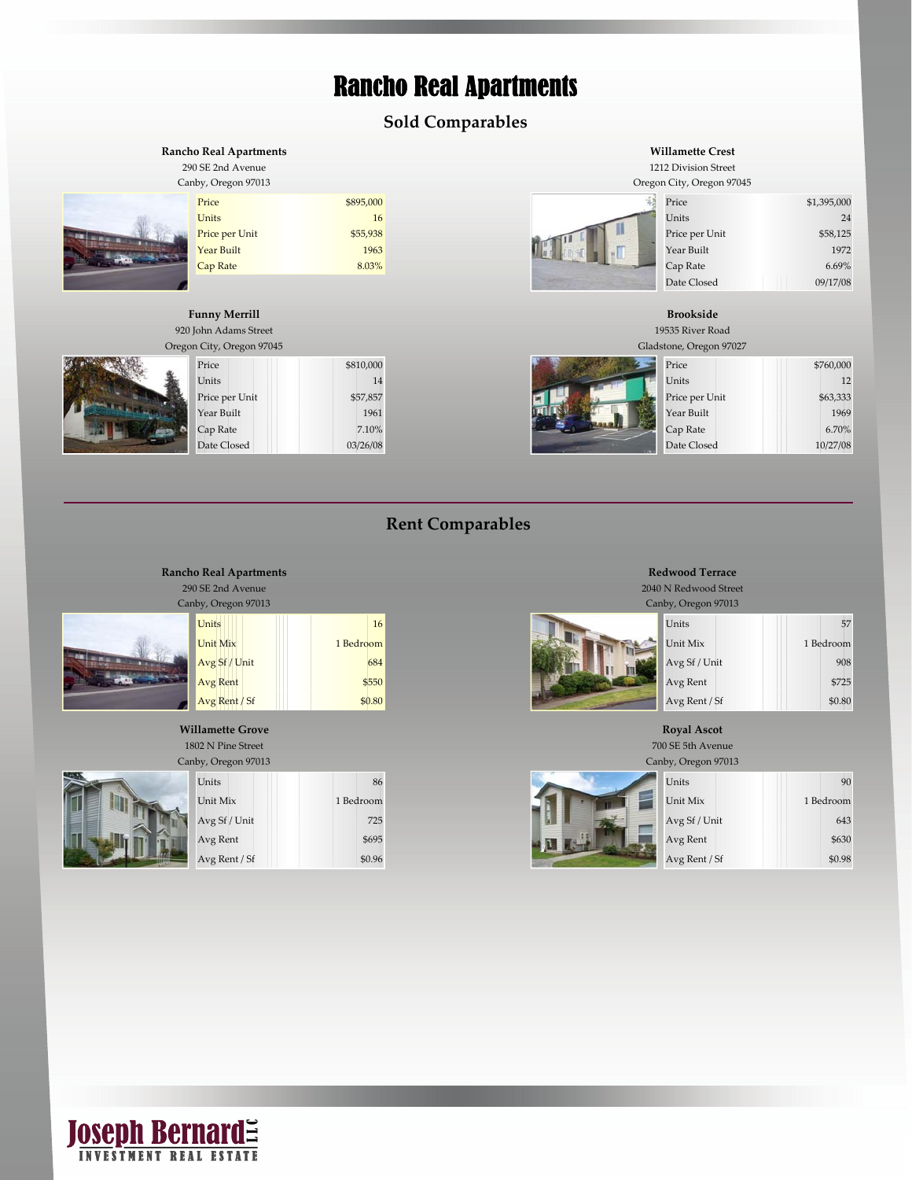# Rancho Real Apartments

## Sold Comparables

### Rancho Real Apartments

290 SE 2nd Avenue
Canby, Oregon 97013

| | |
|---|---|
| Price | $895,000 |
| Units | 16 |
| Price per Unit | $55,938 |
| Year Built | 1963 |
| Cap Rate | 8.03% |

### Willamette Crest

1212 Division Street
Oregon City, Oregon 97045

| | |
|---|---|
| Price | $1,395,000 |
| Units | 24 |
| Price per Unit | $58,125 |
| Year Built | 1972 |
| Cap Rate | 6.69% |
| Date Closed | 09/17/08 |

### Funny Merrill

920 John Adams Street
Oregon City, Oregon 97045

| | |
|---|---|
| Price | $810,000 |
| Units | 14 |
| Price per Unit | $57,857 |
| Year Built | 1961 |
| Cap Rate | 7.10% |
| Date Closed | 03/26/08 |

### Brookside

19535 River Road
Gladstone, Oregon 97027

| | |
|---|---|
| Price | $760,000 |
| Units | 12 |
| Price per Unit | $63,333 |
| Year Built | 1969 |
| Cap Rate | 6.70% |
| Date Closed | 10/27/08 |

## Rent Comparables

### Rancho Real Apartments

290 SE 2nd Avenue
Canby, Oregon 97013

| | |
|---|---|
| Units | 16 |
| Unit Mix | 1 Bedroom |
| Avg Sf / Unit | 684 |
| Avg Rent | $550 |
| Avg Rent / Sf | $0.80 |

### Redwood Terrace

2040 N Redwood Street
Canby, Oregon 97013

| | |
|---|---|
| Units | 57 |
| Unit Mix | 1 Bedroom |
| Avg Sf / Unit | 908 |
| Avg Rent | $725 |
| Avg Rent / Sf | $0.80 |

### Willamette Grove

1802 N Pine Street
Canby, Oregon 97013

| | |
|---|---|
| Units | 86 |
| Unit Mix | 1 Bedroom |
| Avg Sf / Unit | 725 |
| Avg Rent | $695 |
| Avg Rent / Sf | $0.96 |

### Royal Ascot

700 SE 5th Avenue
Canby, Oregon 97013

| | |
|---|---|
| Units | 90 |
| Unit Mix | 1 Bedroom |
| Avg Sf / Unit | 643 |
| Avg Rent | $630 |
| Avg Rent / Sf | $0.98 |

Joseph Bernard LLC
INVESTMENT REAL ESTATE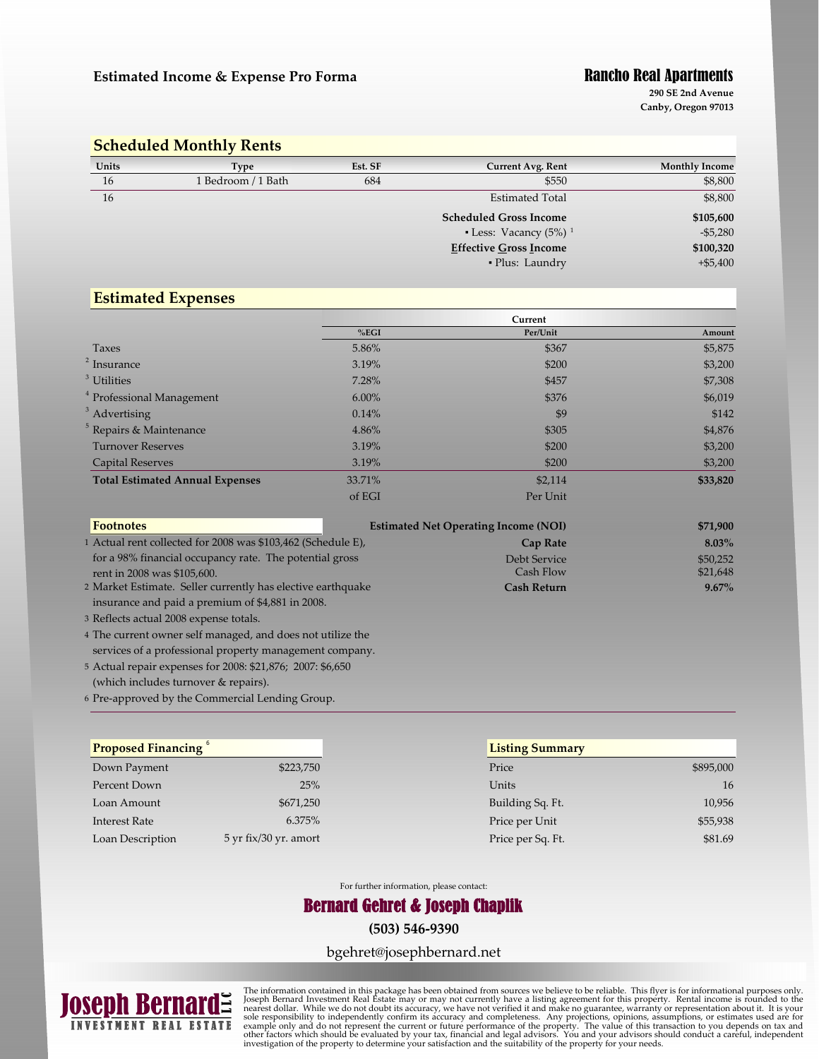**Estimated Income & Expense Pro Forma**

# Rancho Real Apartments

**290 SE 2nd Avenue**
**Canby, Oregon 97013**

## Scheduled Monthly Rents

| Units | Type | Est. SF | Current Avg. Rent | Monthly Income |
|---|---|---|---|---|
| 16 | 1 Bedroom / 1 Bath | 684 | $550 | $8,800 |
| 16 | | | Estimated Total | $8,800 |
| | | | **Scheduled Gross Income** | **$105,600** |
| | | | ▪ Less: Vacancy (5%) [1] | -$5,280 |
| | | | **Effective Gross Income** | **$100,320** |
| | | | ▪ Plus: Laundry | +$5,400 |

## Estimated Expenses

| | Current | | |
|---|---|---|---|
| | %EGI | Per/Unit | Amount |
| Taxes | 5.86% | $367 | $5,875 |
| [2] Insurance | 3.19% | $200 | $3,200 |
| [3] Utilities | 7.28% | $457 | $7,308 |
| [4] Professional Management | 6.00% | $376 | $6,019 |
| [3] Advertising | 0.14% | $9 | $142 |
| [5] Repairs & Maintenance | 4.86% | $305 | $4,876 |
| Turnover Reserves | 3.19% | $200 | $3,200 |
| Capital Reserves | 3.19% | $200 | $3,200 |
| **Total Estimated Annual Expenses** | 33.71% of EGI | $2,114 Per Unit | **$33,820** |

| | |
|---|---|
| **Estimated Net Operating Income (NOI)** | **$71,900** |
| **Cap Rate** | **8.03%** |
| Debt Service | $50,252 |
| Cash Flow | $21,648 |
| **Cash Return** | **9.67%** |

### Footnotes

1. Actual rent collected for 2008 was $103,462 (Schedule E), for a 98% financial occupancy rate. The potential gross rent in 2008 was $105,600.
2. Market Estimate. Seller currently has elective earthquake insurance and paid a premium of $4,881 in 2008.
3. Reflects actual 2008 expense totals.
4. The current owner self managed, and does not utilize the services of a professional property management company.
5. Actual repair expenses for 2008: $21,876; 2007: $6,650 (which includes turnover & repairs).
6. Pre-approved by the Commercial Lending Group.

### Proposed Financing [6]

| | |
|---|---|
| Down Payment | $223,750 |
| Percent Down | 25% |
| Loan Amount | $671,250 |
| Interest Rate | 6.375% |
| Loan Description | 5 yr fix/30 yr. amort |

### Listing Summary

| | |
|---|---|
| Price | $895,000 |
| Units | 16 |
| Building Sq. Ft. | 10,956 |
| Price per Unit | $55,938 |
| Price per Sq. Ft. | $81.69 |

For further information, please contact:

**Bernard Gehret & Joseph Chaplik**

**(503) 546-9390**

bgehret@josephbernard.net

**Joseph Bernard LLC**
INVESTMENT REAL ESTATE

The information contained in this package has been obtained from sources we believe to be reliable. This flyer is for informational purposes only. Joseph Bernard Investment Real Estate may or may not currently have a listing agreement for this property. Rental income is rounded to the nearest dollar. While we do not doubt its accuracy, we have not verified it and make no guarantee, warranty or representation about it. It is your sole responsibility to independently confirm its accuracy and completeness. Any projections, opinions, assumptions, or estimates used are for example only and do not represent the current or future performance of the property. The value of this transaction to you depends on tax and other factors which should be evaluated by your tax, financial and legal advisors. You and your advisors should conduct a careful, independent investigation of the property to determine your satisfaction and the suitability of the property for your needs.